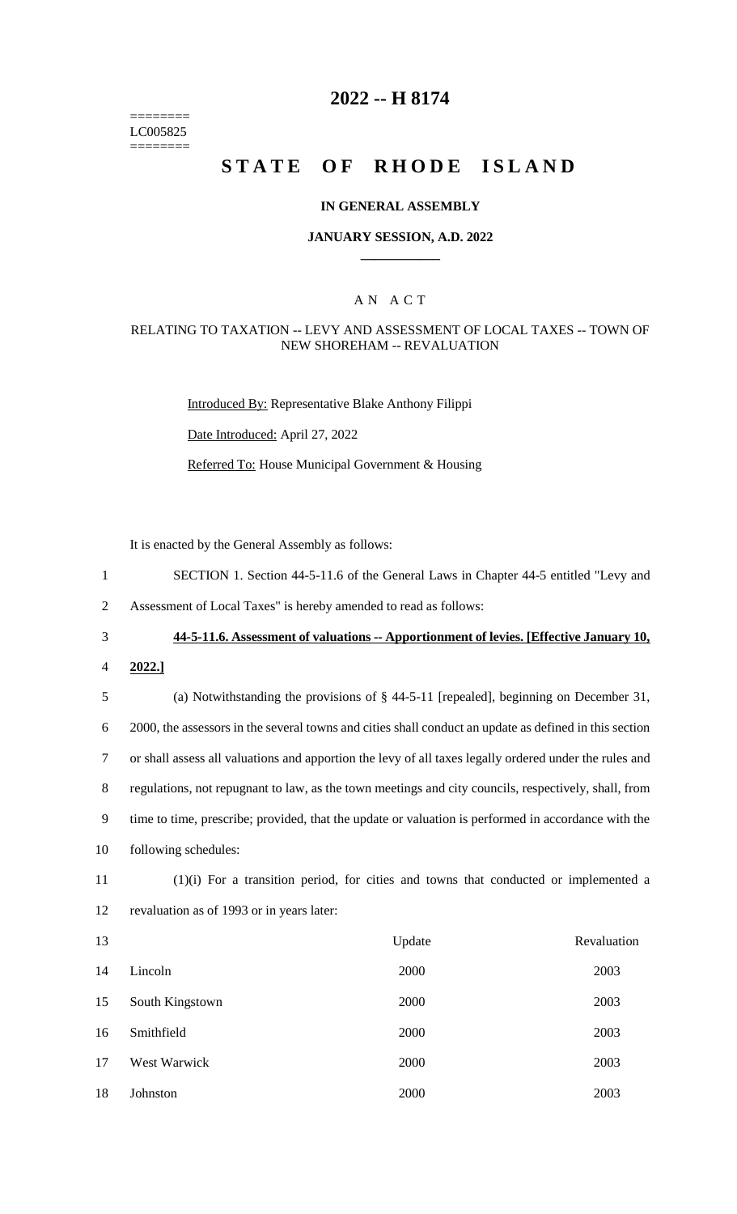========
LC005825
========

# 2022 -- H 8174

# STATE OF RHODE ISLAND

### IN GENERAL ASSEMBLY

### JANUARY SESSION, A.D. 2022

## AN ACT

RELATING TO TAXATION -- LEVY AND ASSESSMENT OF LOCAL TAXES -- TOWN OF NEW SHOREHAM -- REVALUATION

Introduced By: Representative Blake Anthony Filippi

Date Introduced: April 27, 2022

Referred To: House Municipal Government & Housing

It is enacted by the General Assembly as follows:

1 SECTION 1. Section 44-5-11.6 of the General Laws in Chapter 44-5 entitled "Levy and
2 Assessment of Local Taxes" is hereby amended to read as follows:

3 **44-5-11.6. Assessment of valuations -- Apportionment of levies. [Effective January 10,**
4 **2022.]**

5 (a) Notwithstanding the provisions of § 44-5-11 [repealed], beginning on December 31,
6 2000, the assessors in the several towns and cities shall conduct an update as defined in this section
7 or shall assess all valuations and apportion the levy of all taxes legally ordered under the rules and
8 regulations, not repugnant to law, as the town meetings and city councils, respectively, shall, from
9 time to time, prescribe; provided, that the update or valuation is performed in accordance with the
10 following schedules:

11 (1)(i) For a transition period, for cities and towns that conducted or implemented a
12 revaluation as of 1993 or in years later:

| | | Update | Revaluation |
|---|---|---|---|
| 13 | | | |
| 14 | Lincoln | 2000 | 2003 |
| 15 | South Kingstown | 2000 | 2003 |
| 16 | Smithfield | 2000 | 2003 |
| 17 | West Warwick | 2000 | 2003 |
| 18 | Johnston | 2000 | 2003 |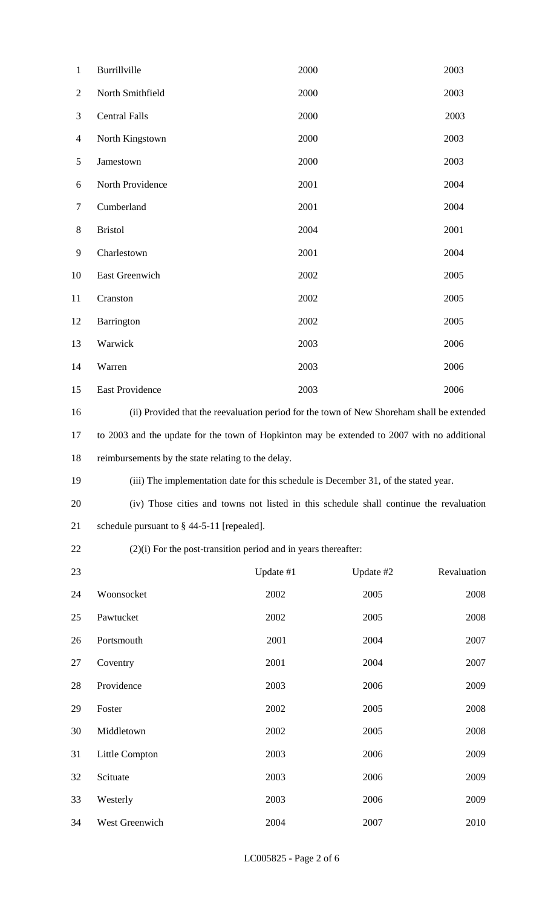| | | |
|---|---|---|
| Burrillville | 2000 | 2003 |
| North Smithfield | 2000 | 2003 |
| Central Falls | 2000 | 2003 |
| North Kingstown | 2000 | 2003 |
| Jamestown | 2000 | 2003 |
| North Providence | 2001 | 2004 |
| Cumberland | 2001 | 2004 |
| Bristol | 2004 | 2001 |
| Charlestown | 2001 | 2004 |
| East Greenwich | 2002 | 2005 |
| Cranston | 2002 | 2005 |
| Barrington | 2002 | 2005 |
| Warwick | 2003 | 2006 |
| Warren | 2003 | 2006 |
| East Providence | 2003 | 2006 |

(ii) Provided that the reevaluation period for the town of New Shoreham shall be extended to 2003 and the update for the town of Hopkinton may be extended to 2007 with no additional reimbursements by the state relating to the delay.

(iii) The implementation date for this schedule is December 31, of the stated year.

(iv) Those cities and towns not listed in this schedule shall continue the revaluation schedule pursuant to § 44-5-11 [repealed].

(2)(i) For the post-transition period and in years thereafter:

| | Update #1 | Update #2 | Revaluation |
|---|---|---|---|
| Woonsocket | 2002 | 2005 | 2008 |
| Pawtucket | 2002 | 2005 | 2008 |
| Portsmouth | 2001 | 2004 | 2007 |
| Coventry | 2001 | 2004 | 2007 |
| Providence | 2003 | 2006 | 2009 |
| Foster | 2002 | 2005 | 2008 |
| Middletown | 2002 | 2005 | 2008 |
| Little Compton | 2003 | 2006 | 2009 |
| Scituate | 2003 | 2006 | 2009 |
| Westerly | 2003 | 2006 | 2009 |
| West Greenwich | 2004 | 2007 | 2010 |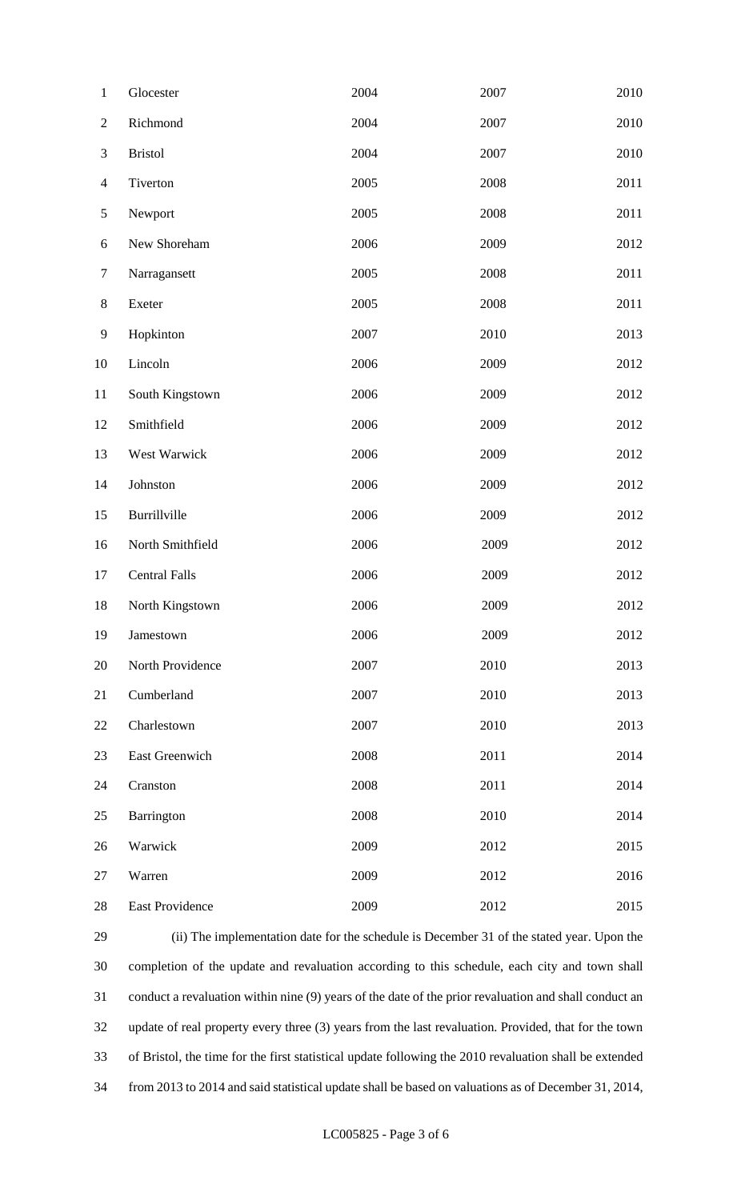| | | | |
|---|---|---|---|
| Glocester | 2004 | 2007 | 2010 |
| Richmond | 2004 | 2007 | 2010 |
| Bristol | 2004 | 2007 | 2010 |
| Tiverton | 2005 | 2008 | 2011 |
| Newport | 2005 | 2008 | 2011 |
| New Shoreham | 2006 | 2009 | 2012 |
| Narragansett | 2005 | 2008 | 2011 |
| Exeter | 2005 | 2008 | 2011 |
| Hopkinton | 2007 | 2010 | 2013 |
| Lincoln | 2006 | 2009 | 2012 |
| South Kingstown | 2006 | 2009 | 2012 |
| Smithfield | 2006 | 2009 | 2012 |
| West Warwick | 2006 | 2009 | 2012 |
| Johnston | 2006 | 2009 | 2012 |
| Burrillville | 2006 | 2009 | 2012 |
| North Smithfield | 2006 | 2009 | 2012 |
| Central Falls | 2006 | 2009 | 2012 |
| North Kingstown | 2006 | 2009 | 2012 |
| Jamestown | 2006 | 2009 | 2012 |
| North Providence | 2007 | 2010 | 2013 |
| Cumberland | 2007 | 2010 | 2013 |
| Charlestown | 2007 | 2010 | 2013 |
| East Greenwich | 2008 | 2011 | 2014 |
| Cranston | 2008 | 2011 | 2014 |
| Barrington | 2008 | 2010 | 2014 |
| Warwick | 2009 | 2012 | 2015 |
| Warren | 2009 | 2012 | 2016 |
| East Providence | 2009 | 2012 | 2015 |

(ii) The implementation date for the schedule is December 31 of the stated year. Upon the completion of the update and revaluation according to this schedule, each city and town shall conduct a revaluation within nine (9) years of the date of the prior revaluation and shall conduct an update of real property every three (3) years from the last revaluation. Provided, that for the town of Bristol, the time for the first statistical update following the 2010 revaluation shall be extended from 2013 to 2014 and said statistical update shall be based on valuations as of December 31, 2014,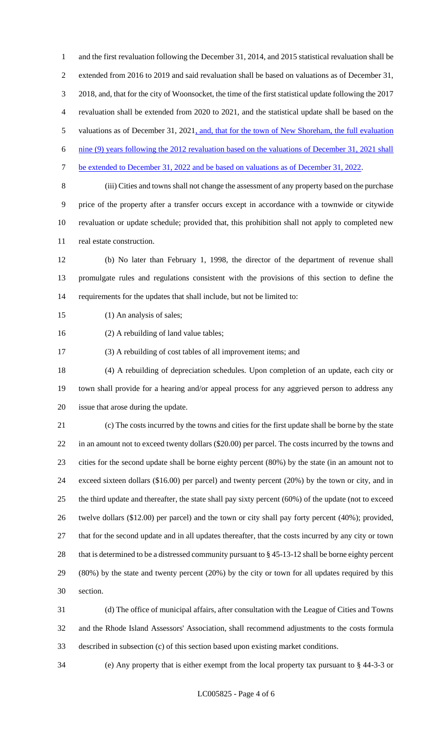and the first revaluation following the December 31, 2014, and 2015 statistical revaluation shall be extended from 2016 to 2019 and said revaluation shall be based on valuations as of December 31, 2018, and, that for the city of Woonsocket, the time of the first statistical update following the 2017 revaluation shall be extended from 2020 to 2021, and the statistical update shall be based on the valuations as of December 31, 2021, and, that for the town of New Shoreham, the full evaluation nine (9) years following the 2012 revaluation based on the valuations of December 31, 2021 shall be extended to December 31, 2022 and be based on valuations as of December 31, 2022.

(iii) Cities and towns shall not change the assessment of any property based on the purchase price of the property after a transfer occurs except in accordance with a townwide or citywide revaluation or update schedule; provided that, this prohibition shall not apply to completed new real estate construction.

(b) No later than February 1, 1998, the director of the department of revenue shall promulgate rules and regulations consistent with the provisions of this section to define the requirements for the updates that shall include, but not be limited to:

(1) An analysis of sales;

(2) A rebuilding of land value tables;

(3) A rebuilding of cost tables of all improvement items; and

(4) A rebuilding of depreciation schedules. Upon completion of an update, each city or town shall provide for a hearing and/or appeal process for any aggrieved person to address any issue that arose during the update.

(c) The costs incurred by the towns and cities for the first update shall be borne by the state in an amount not to exceed twenty dollars ($20.00) per parcel. The costs incurred by the towns and cities for the second update shall be borne eighty percent (80%) by the state (in an amount not to exceed sixteen dollars ($16.00) per parcel) and twenty percent (20%) by the town or city, and in the third update and thereafter, the state shall pay sixty percent (60%) of the update (not to exceed twelve dollars ($12.00) per parcel) and the town or city shall pay forty percent (40%); provided, that for the second update and in all updates thereafter, that the costs incurred by any city or town that is determined to be a distressed community pursuant to § 45-13-12 shall be borne eighty percent (80%) by the state and twenty percent (20%) by the city or town for all updates required by this section.

(d) The office of municipal affairs, after consultation with the League of Cities and Towns and the Rhode Island Assessors' Association, shall recommend adjustments to the costs formula described in subsection (c) of this section based upon existing market conditions.

(e) Any property that is either exempt from the local property tax pursuant to § 44-3-3 or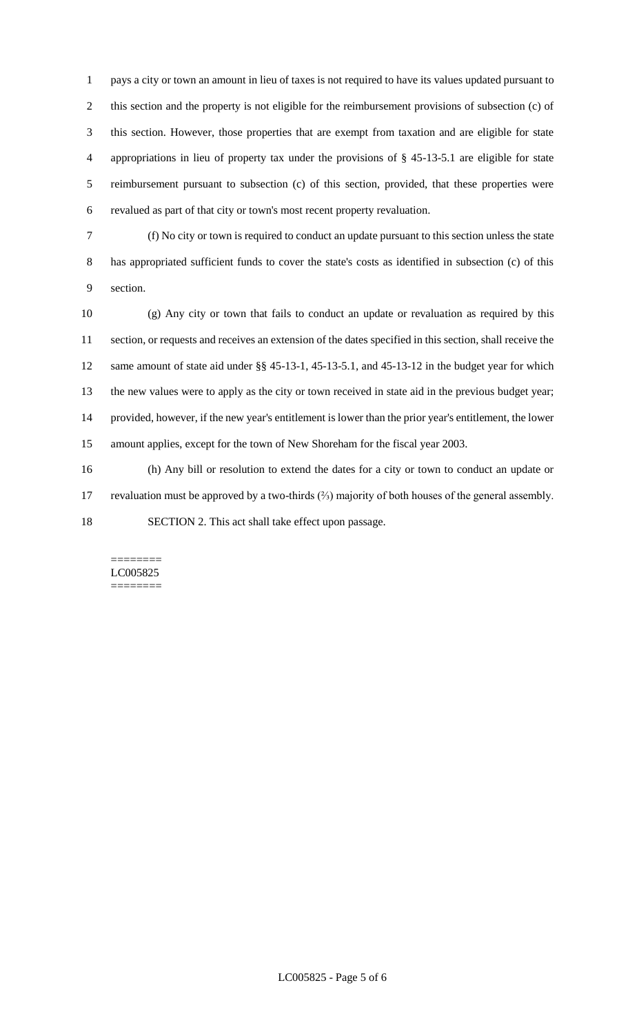pays a city or town an amount in lieu of taxes is not required to have its values updated pursuant to this section and the property is not eligible for the reimbursement provisions of subsection (c) of this section. However, those properties that are exempt from taxation and are eligible for state appropriations in lieu of property tax under the provisions of § 45-13-5.1 are eligible for state reimbursement pursuant to subsection (c) of this section, provided, that these properties were revalued as part of that city or town's most recent property revaluation.

(f) No city or town is required to conduct an update pursuant to this section unless the state has appropriated sufficient funds to cover the state's costs as identified in subsection (c) of this section.

(g) Any city or town that fails to conduct an update or revaluation as required by this section, or requests and receives an extension of the dates specified in this section, shall receive the same amount of state aid under §§ 45-13-1, 45-13-5.1, and 45-13-12 in the budget year for which the new values were to apply as the city or town received in state aid in the previous budget year; provided, however, if the new year's entitlement is lower than the prior year's entitlement, the lower amount applies, except for the town of New Shoreham for the fiscal year 2003.

(h) Any bill or resolution to extend the dates for a city or town to conduct an update or revaluation must be approved by a two-thirds (⅔) majority of both houses of the general assembly.

SECTION 2. This act shall take effect upon passage.

========
LC005825
========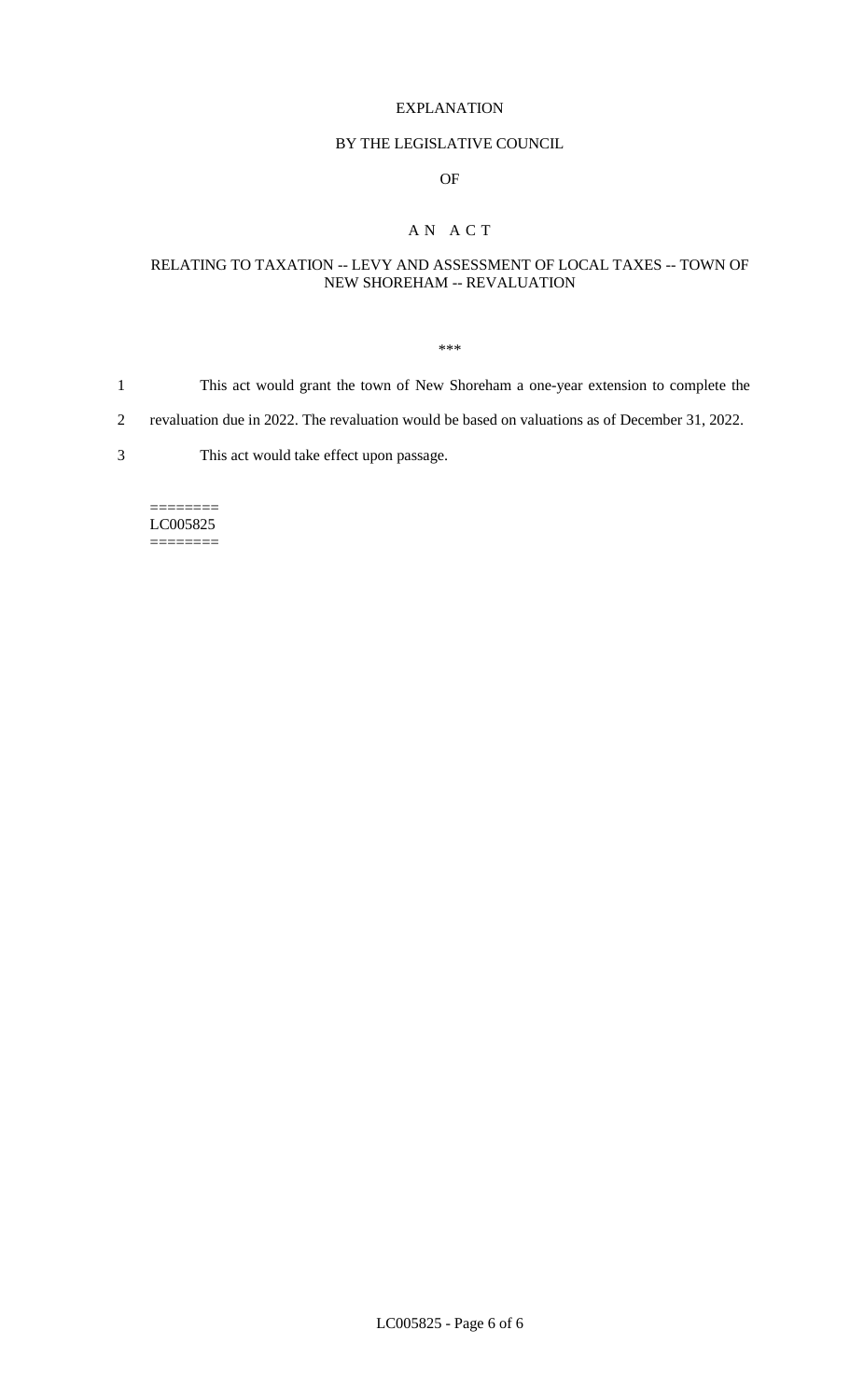EXPLANATION

BY THE LEGISLATIVE COUNCIL

OF

A N A C T

RELATING TO TAXATION -- LEVY AND ASSESSMENT OF LOCAL TAXES -- TOWN OF NEW SHOREHAM -- REVALUATION

***

1 This act would grant the town of New Shoreham a one-year extension to complete the
2 revaluation due in 2022. The revaluation would be based on valuations as of December 31, 2022.
3 This act would take effect upon passage.

========
LC005825
========